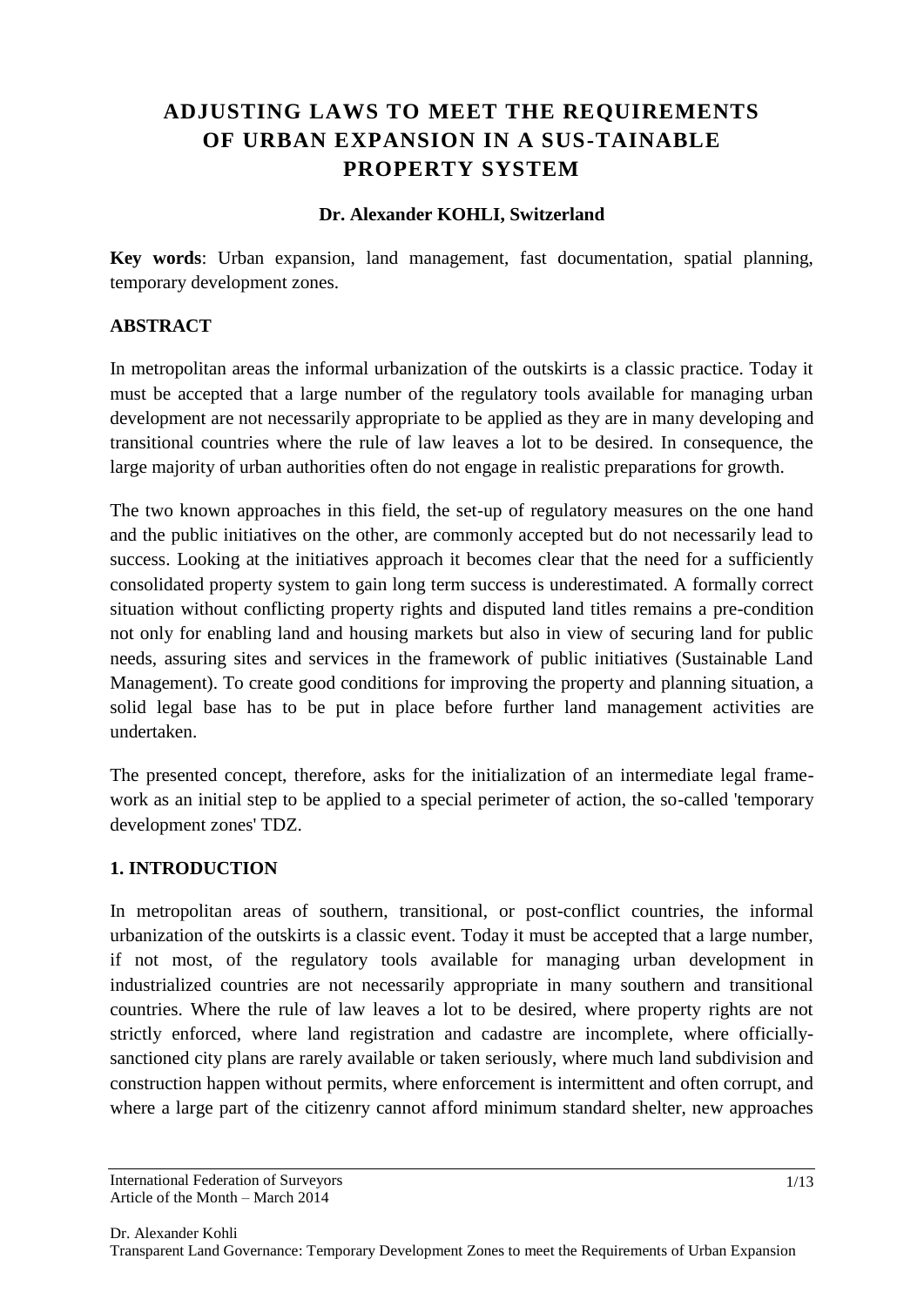# ADJUSTING LAWS TO MEET THE REQUIREMENTS OF URBAN EXPANSION IN A SUS-TAINABLE PROPERTY SYSTEM

**Dr. Alexander KOHLI, Switzerland**

**Key words**: Urban expansion, land management, fast documentation, spatial planning, temporary development zones.

## ABSTRACT

In metropolitan areas the informal urbanization of the outskirts is a classic practice. Today it must be accepted that a large number of the regulatory tools available for managing urban development are not necessarily appropriate to be applied as they are in many developing and transitional countries where the rule of law leaves a lot to be desired. In consequence, the large majority of urban authorities often do not engage in realistic preparations for growth.

The two known approaches in this field, the set-up of regulatory measures on the one hand and the public initiatives on the other, are commonly accepted but do not necessarily lead to success. Looking at the initiatives approach it becomes clear that the need for a sufficiently consolidated property system to gain long term success is underestimated. A formally correct situation without conflicting property rights and disputed land titles remains a pre-condition not only for enabling land and housing markets but also in view of securing land for public needs, assuring sites and services in the framework of public initiatives (Sustainable Land Management). To create good conditions for improving the property and planning situation, a solid legal base has to be put in place before further land management activities are undertaken.

The presented concept, therefore, asks for the initialization of an intermediate legal frame-work as an initial step to be applied to a special perimeter of action, the so-called 'temporary development zones' TDZ.

## 1. INTRODUCTION

In metropolitan areas of southern, transitional, or post-conflict countries, the informal urbanization of the outskirts is a classic event. Today it must be accepted that a large number, if not most, of the regulatory tools available for managing urban development in industrialized countries are not necessarily appropriate in many southern and transitional countries. Where the rule of law leaves a lot to be desired, where property rights are not strictly enforced, where land registration and cadastre are incomplete, where officially-sanctioned city plans are rarely available or taken seriously, where much land subdivision and construction happen without permits, where enforcement is intermittent and often corrupt, and where a large part of the citizenry cannot afford minimum standard shelter, new approaches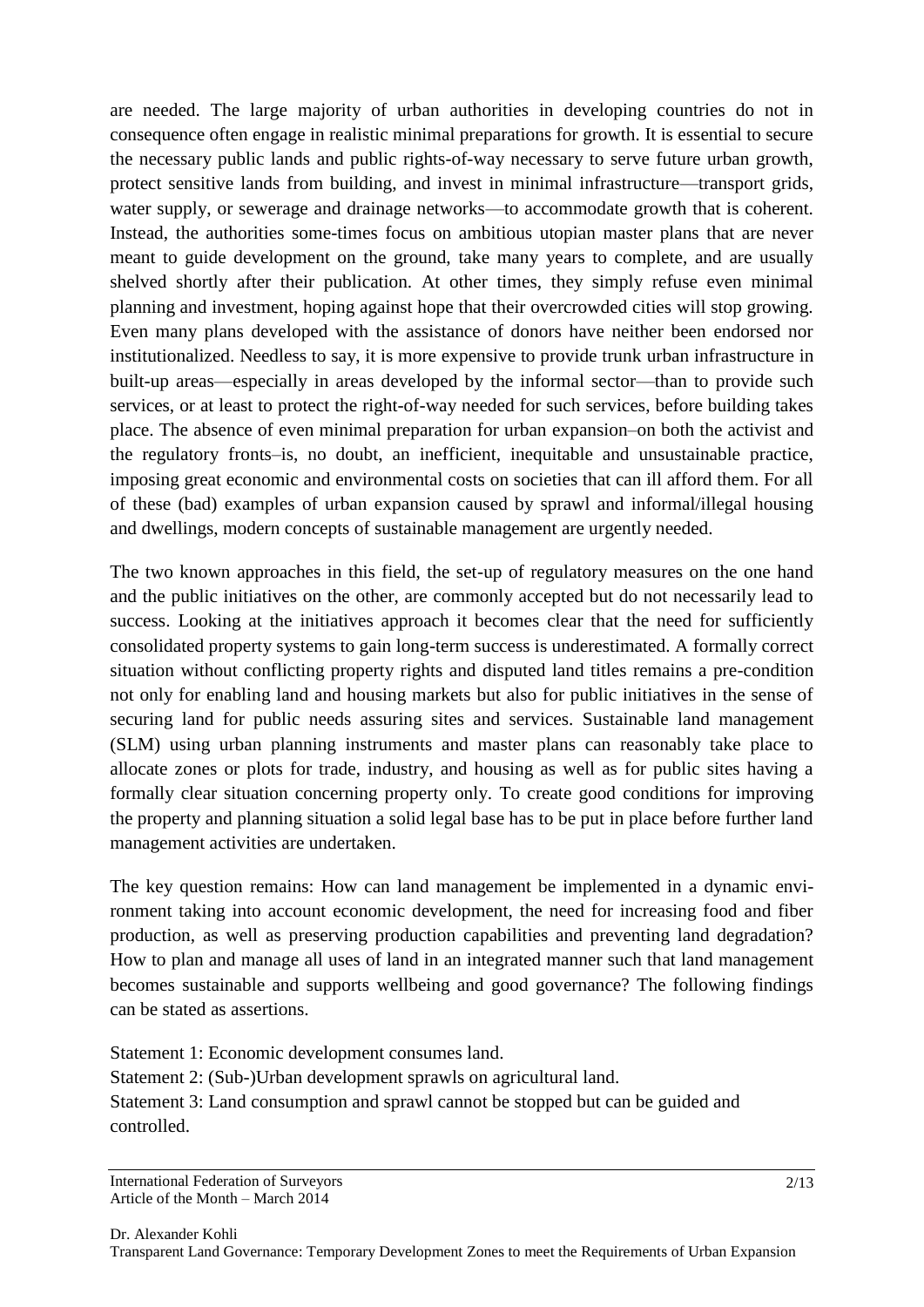are needed. The large majority of urban authorities in developing countries do not in consequence often engage in realistic minimal preparations for growth. It is essential to secure the necessary public lands and public rights-of-way necessary to serve future urban growth, protect sensitive lands from building, and invest in minimal infrastructure—transport grids, water supply, or sewerage and drainage networks—to accommodate growth that is coherent. Instead, the authorities some-times focus on ambitious utopian master plans that are never meant to guide development on the ground, take many years to complete, and are usually shelved shortly after their publication. At other times, they simply refuse even minimal planning and investment, hoping against hope that their overcrowded cities will stop growing. Even many plans developed with the assistance of donors have neither been endorsed nor institutionalized. Needless to say, it is more expensive to provide trunk urban infrastructure in built-up areas—especially in areas developed by the informal sector—than to provide such services, or at least to protect the right-of-way needed for such services, before building takes place. The absence of even minimal preparation for urban expansion–on both the activist and the regulatory fronts–is, no doubt, an inefficient, inequitable and unsustainable practice, imposing great economic and environmental costs on societies that can ill afford them. For all of these (bad) examples of urban expansion caused by sprawl and informal/illegal housing and dwellings, modern concepts of sustainable management are urgently needed.

The two known approaches in this field, the set-up of regulatory measures on the one hand and the public initiatives on the other, are commonly accepted but do not necessarily lead to success. Looking at the initiatives approach it becomes clear that the need for sufficiently consolidated property systems to gain long-term success is underestimated. A formally correct situation without conflicting property rights and disputed land titles remains a pre-condition not only for enabling land and housing markets but also for public initiatives in the sense of securing land for public needs assuring sites and services. Sustainable land management (SLM) using urban planning instruments and master plans can reasonably take place to allocate zones or plots for trade, industry, and housing as well as for public sites having a formally clear situation concerning property only. To create good conditions for improving the property and planning situation a solid legal base has to be put in place before further land management activities are undertaken.

The key question remains: How can land management be implemented in a dynamic environment taking into account economic development, the need for increasing food and fiber production, as well as preserving production capabilities and preventing land degradation? How to plan and manage all uses of land in an integrated manner such that land management becomes sustainable and supports wellbeing and good governance? The following findings can be stated as assertions.

Statement 1: Economic development consumes land.
Statement 2: (Sub-)Urban development sprawls on agricultural land.
Statement 3: Land consumption and sprawl cannot be stopped but can be guided and controlled.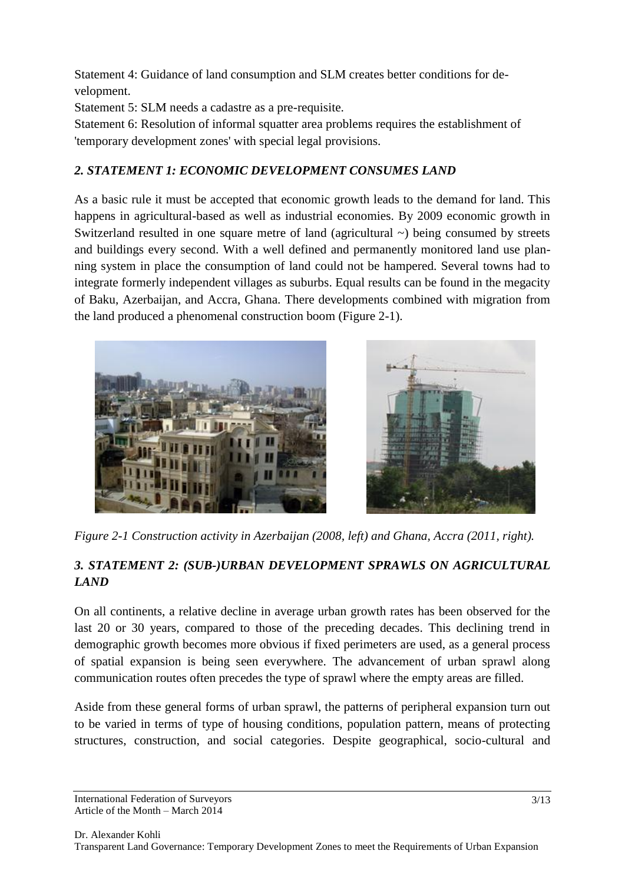Statement 4: Guidance of land consumption and SLM creates better conditions for development.

Statement 5: SLM needs a cadastre as a pre-requisite.

Statement 6: Resolution of informal squatter area problems requires the establishment of 'temporary development zones' with special legal provisions.

## *2. STATEMENT 1: ECONOMIC DEVELOPMENT CONSUMES LAND*

As a basic rule it must be accepted that economic growth leads to the demand for land. This happens in agricultural-based as well as industrial economies. By 2009 economic growth in Switzerland resulted in one square metre of land (agricultural ~) being consumed by streets and buildings every second. With a well defined and permanently monitored land use planning system in place the consumption of land could not be hampered. Several towns had to integrate formerly independent villages as suburbs. Equal results can be found in the megacity of Baku, Azerbaijan, and Accra, Ghana. There developments combined with migration from the land produced a phenomenal construction boom (Figure 2-1).

*Figure 2-1 Construction activity in Azerbaijan (2008, left) and Ghana, Accra (2011, right).*

## *3. STATEMENT 2: (SUB-)URBAN DEVELOPMENT SPRAWLS ON AGRICULTURAL LAND*

On all continents, a relative decline in average urban growth rates has been observed for the last 20 or 30 years, compared to those of the preceding decades. This declining trend in demographic growth becomes more obvious if fixed perimeters are used, as a general process of spatial expansion is being seen everywhere. The advancement of urban sprawl along communication routes often precedes the type of sprawl where the empty areas are filled.

Aside from these general forms of urban sprawl, the patterns of peripheral expansion turn out to be varied in terms of type of housing conditions, population pattern, means of protecting structures, construction, and social categories. Despite geographical, socio-cultural and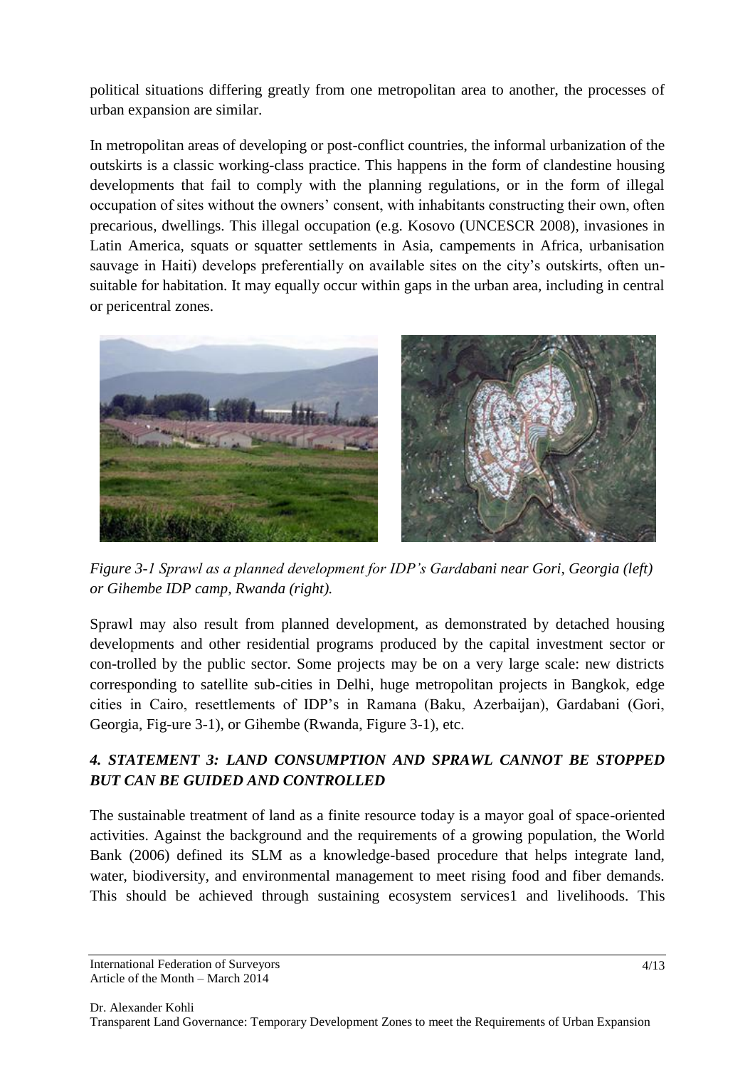political situations differing greatly from one metropolitan area to another, the processes of urban expansion are similar.

In metropolitan areas of developing or post-conflict countries, the informal urbanization of the outskirts is a classic working-class practice. This happens in the form of clandestine housing developments that fail to comply with the planning regulations, or in the form of illegal occupation of sites without the owners' consent, with inhabitants constructing their own, often precarious, dwellings. This illegal occupation (e.g. Kosovo (UNCESCR 2008), invasiones in Latin America, squats or squatter settlements in Asia, campements in Africa, urbanisation sauvage in Haiti) develops preferentially on available sites on the city's outskirts, often un-suitable for habitation. It may equally occur within gaps in the urban area, including in central or pericentral zones.

*Figure 3-1 Sprawl as a planned development for IDP's Gardabani near Gori, Georgia (left) or Gihembe IDP camp, Rwanda (right).*

Sprawl may also result from planned development, as demonstrated by detached housing developments and other residential programs produced by the capital investment sector or con-trolled by the public sector. Some projects may be on a very large scale: new districts corresponding to satellite sub-cities in Delhi, huge metropolitan projects in Bangkok, edge cities in Cairo, resettlements of IDP's in Ramana (Baku, Azerbaijan), Gardabani (Gori, Georgia, Fig-ure 3-1), or Gihembe (Rwanda, Figure 3-1), etc.

## *4. STATEMENT 3: LAND CONSUMPTION AND SPRAWL CANNOT BE STOPPED BUT CAN BE GUIDED AND CONTROLLED*

The sustainable treatment of land as a finite resource today is a mayor goal of space-oriented activities. Against the background and the requirements of a growing population, the World Bank (2006) defined its SLM as a knowledge-based procedure that helps integrate land, water, biodiversity, and environmental management to meet rising food and fiber demands. This should be achieved through sustaining ecosystem services[1] and livelihoods. This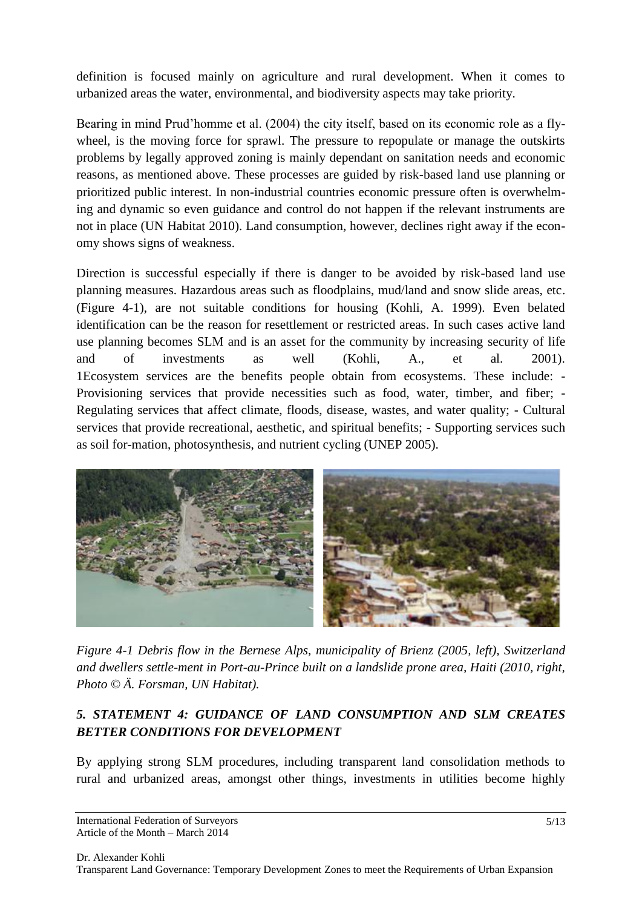definition is focused mainly on agriculture and rural development. When it comes to urbanized areas the water, environmental, and biodiversity aspects may take priority.

Bearing in mind Prud'homme et al. (2004) the city itself, based on its economic role as a fly-wheel, is the moving force for sprawl. The pressure to repopulate or manage the outskirts problems by legally approved zoning is mainly dependant on sanitation needs and economic reasons, as mentioned above. These processes are guided by risk-based land use planning or prioritized public interest. In non-industrial countries economic pressure often is overwhelming and dynamic so even guidance and control do not happen if the relevant instruments are not in place (UN Habitat 2010). Land consumption, however, declines right away if the economy shows signs of weakness.

Direction is successful especially if there is danger to be avoided by risk-based land use planning measures. Hazardous areas such as floodplains, mud/land and snow slide areas, etc. (Figure 4-1), are not suitable conditions for housing (Kohli, A. 1999). Even belated identification can be the reason for resettlement or restricted areas. In such cases active land use planning becomes SLM and is an asset for the community by increasing security of life and of investments as well (Kohli, A., et al. 2001). 1Ecosystem services are the benefits people obtain from ecosystems. These include: - Provisioning services that provide necessities such as food, water, timber, and fiber; - Regulating services that affect climate, floods, disease, wastes, and water quality; - Cultural services that provide recreational, aesthetic, and spiritual benefits; - Supporting services such as soil for-mation, photosynthesis, and nutrient cycling (UNEP 2005).

*Figure 4-1 Debris flow in the Bernese Alps, municipality of Brienz (2005, left), Switzerland and dwellers settle-ment in Port-au-Prince built on a landslide prone area, Haiti (2010, right, Photo © Ä. Forsman, UN Habitat).*

## *5. STATEMENT 4: GUIDANCE OF LAND CONSUMPTION AND SLM CREATES BETTER CONDITIONS FOR DEVELOPMENT*

By applying strong SLM procedures, including transparent land consolidation methods to rural and urbanized areas, amongst other things, investments in utilities become highly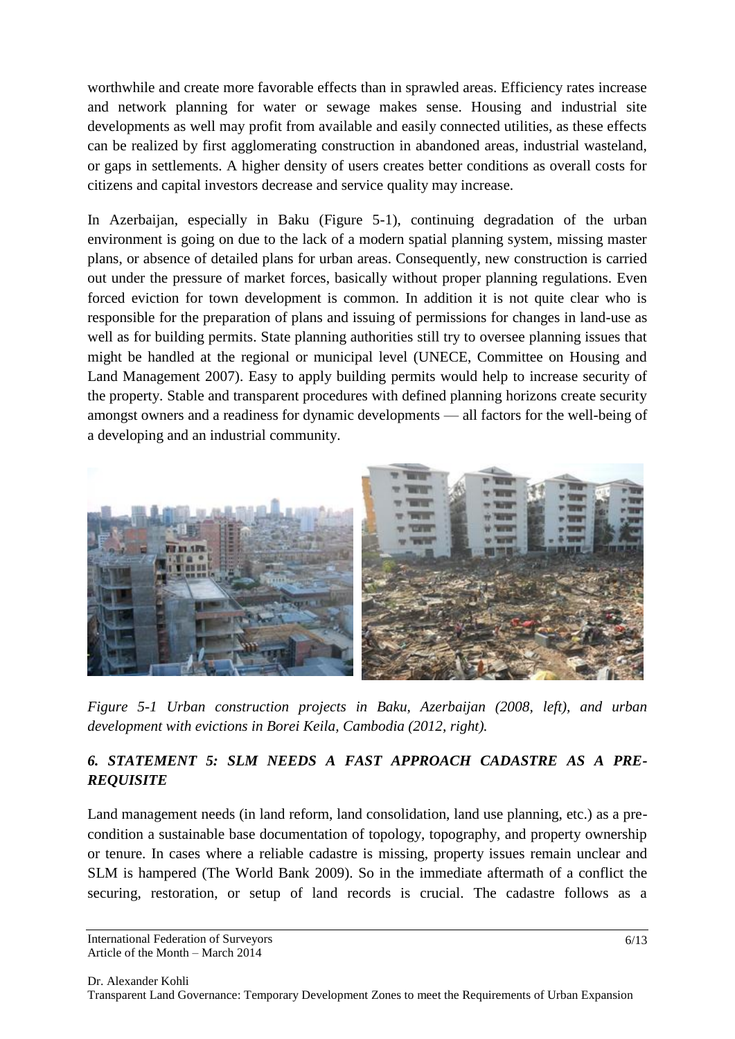worthwhile and create more favorable effects than in sprawled areas. Efficiency rates increase and network planning for water or sewage makes sense. Housing and industrial site developments as well may profit from available and easily connected utilities, as these effects can be realized by first agglomerating construction in abandoned areas, industrial wasteland, or gaps in settlements. A higher density of users creates better conditions as overall costs for citizens and capital investors decrease and service quality may increase.

In Azerbaijan, especially in Baku (Figure 5-1), continuing degradation of the urban environment is going on due to the lack of a modern spatial planning system, missing master plans, or absence of detailed plans for urban areas. Consequently, new construction is carried out under the pressure of market forces, basically without proper planning regulations. Even forced eviction for town development is common. In addition it is not quite clear who is responsible for the preparation of plans and issuing of permissions for changes in land-use as well as for building permits. State planning authorities still try to oversee planning issues that might be handled at the regional or municipal level (UNECE, Committee on Housing and Land Management 2007). Easy to apply building permits would help to increase security of the property. Stable and transparent procedures with defined planning horizons create security amongst owners and a readiness for dynamic developments — all factors for the well-being of a developing and an industrial community.

*Figure 5-1 Urban construction projects in Baku, Azerbaijan (2008, left), and urban development with evictions in Borei Keila, Cambodia (2012, right).*

## *6. STATEMENT 5: SLM NEEDS A FAST APPROACH CADASTRE AS A PRE-REQUISITE*

Land management needs (in land reform, land consolidation, land use planning, etc.) as a pre-condition a sustainable base documentation of topology, topography, and property ownership or tenure. In cases where a reliable cadastre is missing, property issues remain unclear and SLM is hampered (The World Bank 2009). So in the immediate aftermath of a conflict the securing, restoration, or setup of land records is crucial. The cadastre follows as a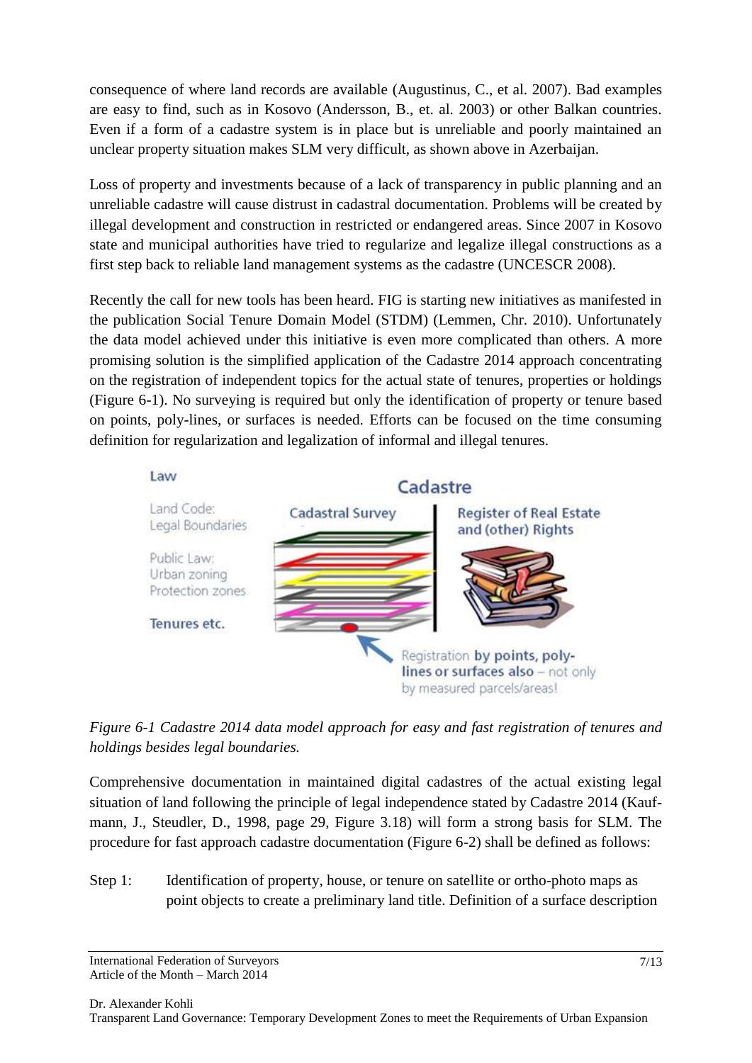consequence of where land records are available (Augustinus, C., et al. 2007). Bad examples are easy to find, such as in Kosovo (Andersson, B., et. al. 2003) or other Balkan countries. Even if a form of a cadastre system is in place but is unreliable and poorly maintained an unclear property situation makes SLM very difficult, as shown above in Azerbaijan.

Loss of property and investments because of a lack of transparency in public planning and an unreliable cadastre will cause distrust in cadastral documentation. Problems will be created by illegal development and construction in restricted or endangered areas. Since 2007 in Kosovo state and municipal authorities have tried to regularize and legalize illegal constructions as a first step back to reliable land management systems as the cadastre (UNCESCR 2008).

Recently the call for new tools has been heard. FIG is starting new initiatives as manifested in the publication Social Tenure Domain Model (STDM) (Lemmen, Chr. 2010). Unfortunately the data model achieved under this initiative is even more complicated than others. A more promising solution is the simplified application of the Cadastre 2014 approach concentrating on the registration of independent topics for the actual state of tenures, properties or holdings (Figure 6-1). No surveying is required but only the identification of property or tenure based on points, poly-lines, or surfaces is needed. Efforts can be focused on the time consuming definition for regularization and legalization of informal and illegal tenures.

Law

Land Code:
Legal Boundaries

Public Law:
Urban zoning
Protection zones

Tenures etc.

Cadastre

Cadastral Survey

Register of Real Estate and (other) Rights

Registration **by points, poly-lines or surfaces also** – not only by measured parcels/areas!

*Figure 6-1 Cadastre 2014 data model approach for easy and fast registration of tenures and holdings besides legal boundaries.*

Comprehensive documentation in maintained digital cadastres of the actual existing legal situation of land following the principle of legal independence stated by Cadastre 2014 (Kaufmann, J., Steudler, D., 1998, page 29, Figure 3.18) will form a strong basis for SLM. The procedure for fast approach cadastre documentation (Figure 6-2) shall be defined as follows:

Step 1: Identification of property, house, or tenure on satellite or ortho-photo maps as point objects to create a preliminary land title. Definition of a surface description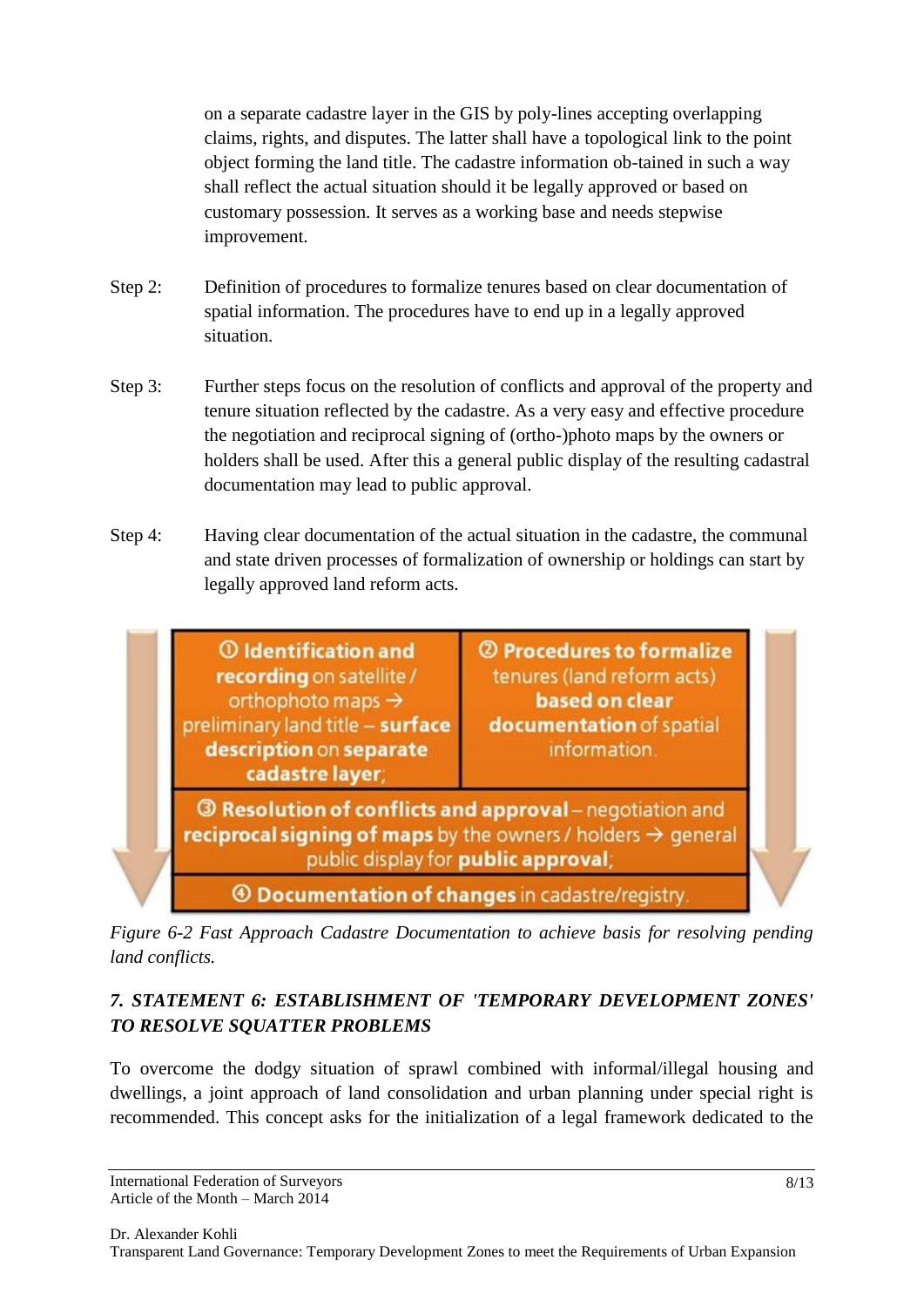on a separate cadastre layer in the GIS by poly-lines accepting overlapping claims, rights, and disputes. The latter shall have a topological link to the point object forming the land title. The cadastre information ob-tained in such a way shall reflect the actual situation should it be legally approved or based on customary possession. It serves as a working base and needs stepwise improvement.

Step 2: Definition of procedures to formalize tenures based on clear documentation of spatial information. The procedures have to end up in a legally approved situation.

Step 3: Further steps focus on the resolution of conflicts and approval of the property and tenure situation reflected by the cadastre. As a very easy and effective procedure the negotiation and reciprocal signing of (ortho-)photo maps by the owners or holders shall be used. After this a general public display of the resulting cadastral documentation may lead to public approval.

Step 4: Having clear documentation of the actual situation in the cadastre, the communal and state driven processes of formalization of ownership or holdings can start by legally approved land reform acts.

| ① **Identification and recording** on satellite / orthophoto maps → preliminary land title – **surface description** on **separate cadastre layer**; | ② **Procedures to formalize** tenures (land reform acts) **based on clear documentation** of spatial information. |
| --- | --- |
| ③ **Resolution of conflicts and approval** – negotiation and **reciprocal signing of maps** by the owners / holders → general public display for **public approval**; | |
| ④ **Documentation of changes** in cadastre/registry. | |

*Figure 6-2 Fast Approach Cadastre Documentation to achieve basis for resolving pending land conflicts.*

## *7. STATEMENT 6: ESTABLISHMENT OF 'TEMPORARY DEVELOPMENT ZONES' TO RESOLVE SQUATTER PROBLEMS*

To overcome the dodgy situation of sprawl combined with informal/illegal housing and dwellings, a joint approach of land consolidation and urban planning under special right is recommended. This concept asks for the initialization of a legal framework dedicated to the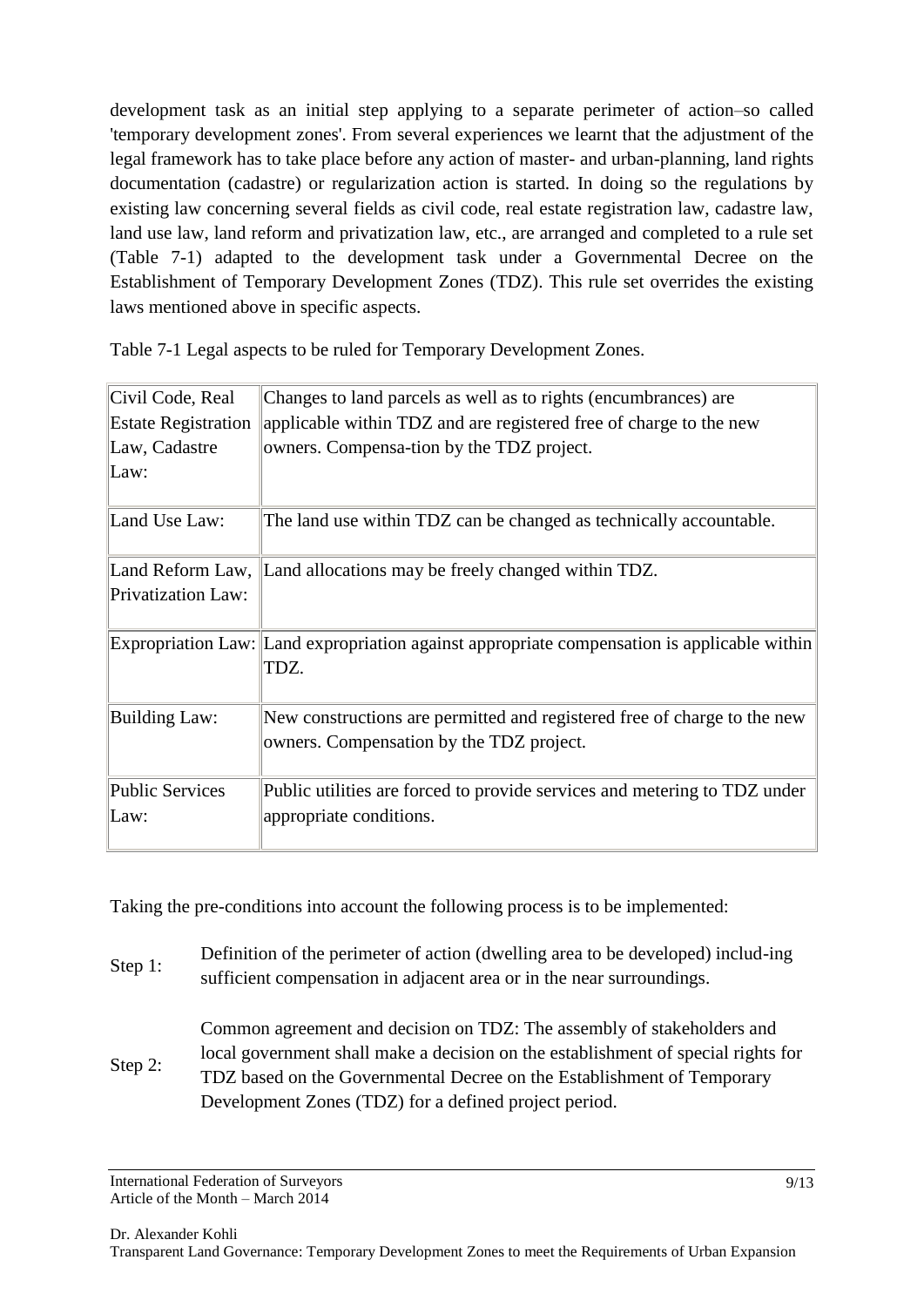development task as an initial step applying to a separate perimeter of action–so called 'temporary development zones'. From several experiences we learnt that the adjustment of the legal framework has to take place before any action of master- and urban-planning, land rights documentation (cadastre) or regularization action is started. In doing so the regulations by existing law concerning several fields as civil code, real estate registration law, cadastre law, land use law, land reform and privatization law, etc., are arranged and completed to a rule set (Table 7-1) adapted to the development task under a Governmental Decree on the Establishment of Temporary Development Zones (TDZ). This rule set overrides the existing laws mentioned above in specific aspects.

Table 7-1 Legal aspects to be ruled for Temporary Development Zones.

| | |
|---|---|
| Civil Code, Real Estate Registration Law, Cadastre Law: | Changes to land parcels as well as to rights (encumbrances) are applicable within TDZ and are registered free of charge to the new owners. Compensa-tion by the TDZ project. |
| Land Use Law: | The land use within TDZ can be changed as technically accountable. |
| Land Reform Law, Privatization Law: | Land allocations may be freely changed within TDZ. |
| Expropriation Law: | Land expropriation against appropriate compensation is applicable within TDZ. |
| Building Law: | New constructions are permitted and registered free of charge to the new owners. Compensation by the TDZ project. |
| Public Services Law: | Public utilities are forced to provide services and metering to TDZ under appropriate conditions. |

Taking the pre-conditions into account the following process is to be implemented:

Step 1: Definition of the perimeter of action (dwelling area to be developed) includ-ing sufficient compensation in adjacent area or in the near surroundings.

Step 2: Common agreement and decision on TDZ: The assembly of stakeholders and local government shall make a decision on the establishment of special rights for TDZ based on the Governmental Decree on the Establishment of Temporary Development Zones (TDZ) for a defined project period.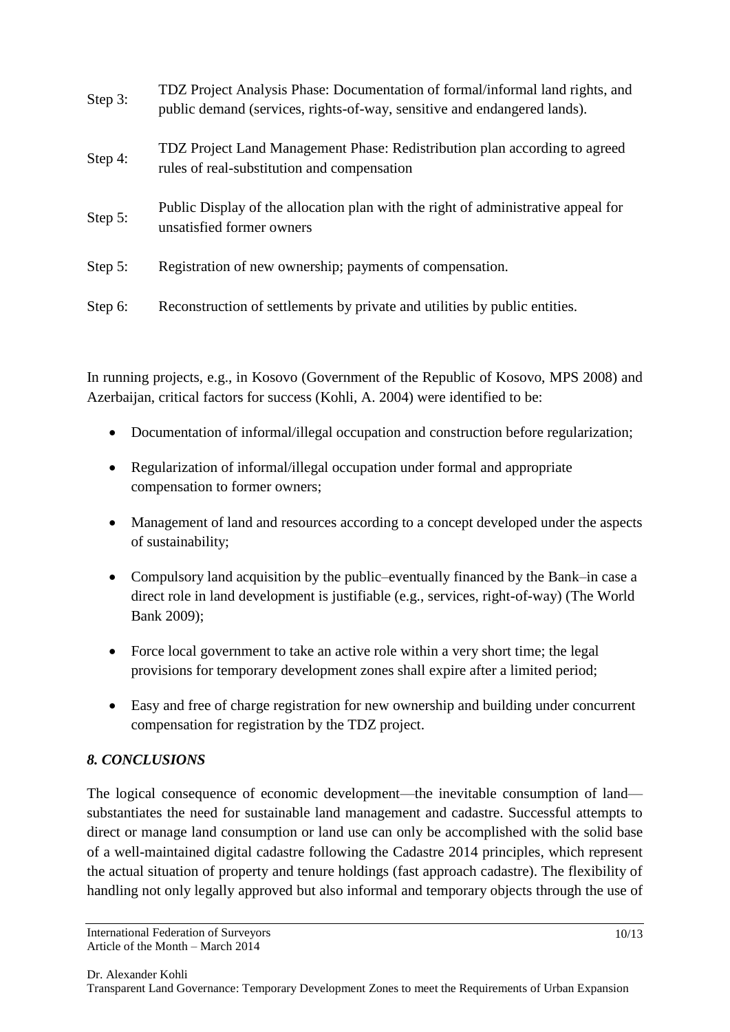Step 3: TDZ Project Analysis Phase: Documentation of formal/informal land rights, and public demand (services, rights-of-way, sensitive and endangered lands).

Step 4: TDZ Project Land Management Phase: Redistribution plan according to agreed rules of real-substitution and compensation

Step 5: Public Display of the allocation plan with the right of administrative appeal for unsatisfied former owners

Step 5: Registration of new ownership; payments of compensation.

Step 6: Reconstruction of settlements by private and utilities by public entities.

In running projects, e.g., in Kosovo (Government of the Republic of Kosovo, MPS 2008) and Azerbaijan, critical factors for success (Kohli, A. 2004) were identified to be:

- Documentation of informal/illegal occupation and construction before regularization;
- Regularization of informal/illegal occupation under formal and appropriate compensation to former owners;
- Management of land and resources according to a concept developed under the aspects of sustainability;
- Compulsory land acquisition by the public–eventually financed by the Bank–in case a direct role in land development is justifiable (e.g., services, right-of-way) (The World Bank 2009);
- Force local government to take an active role within a very short time; the legal provisions for temporary development zones shall expire after a limited period;
- Easy and free of charge registration for new ownership and building under concurrent compensation for registration by the TDZ project.

## *8. CONCLUSIONS*

The logical consequence of economic development—the inevitable consumption of land—substantiates the need for sustainable land management and cadastre. Successful attempts to direct or manage land consumption or land use can only be accomplished with the solid base of a well-maintained digital cadastre following the Cadastre 2014 principles, which represent the actual situation of property and tenure holdings (fast approach cadastre). The flexibility of handling not only legally approved but also informal and temporary objects through the use of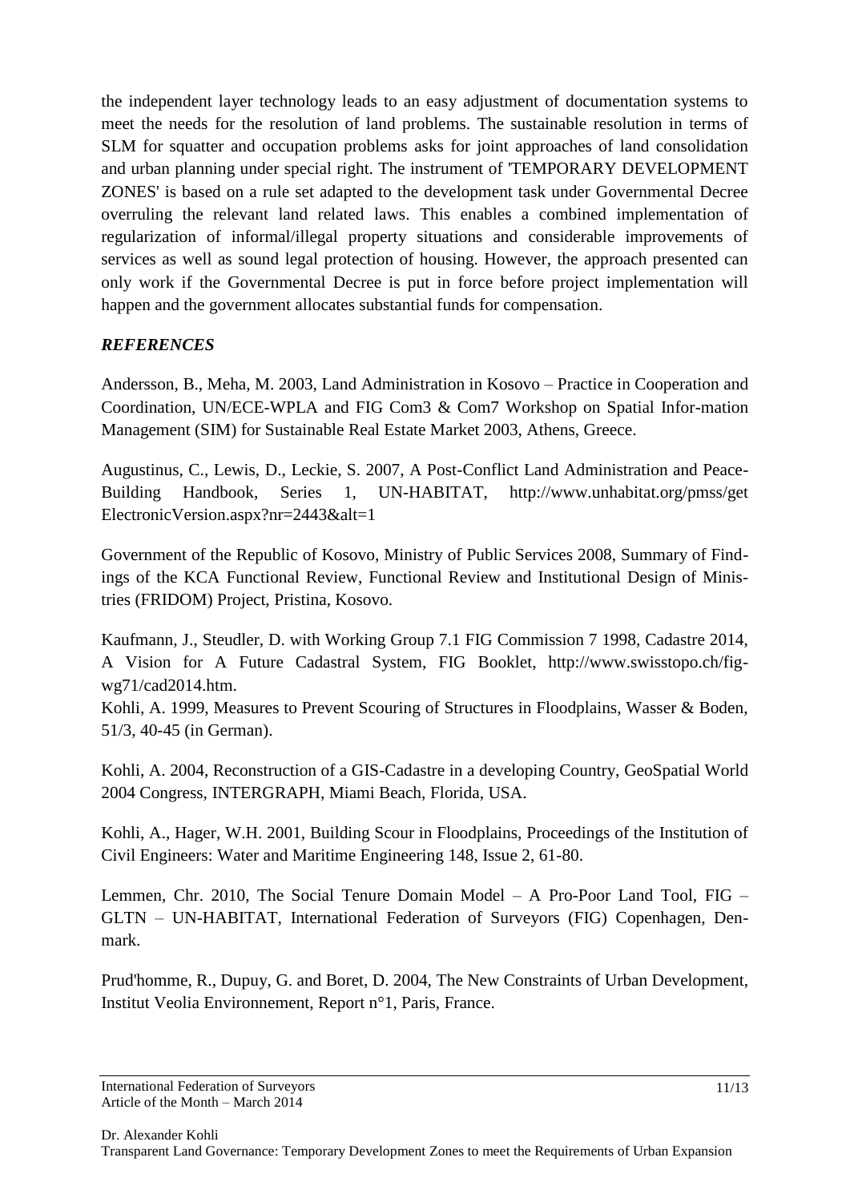the independent layer technology leads to an easy adjustment of documentation systems to meet the needs for the resolution of land problems. The sustainable resolution in terms of SLM for squatter and occupation problems asks for joint approaches of land consolidation and urban planning under special right. The instrument of 'TEMPORARY DEVELOPMENT ZONES' is based on a rule set adapted to the development task under Governmental Decree overruling the relevant land related laws. This enables a combined implementation of regularization of informal/illegal property situations and considerable improvements of services as well as sound legal protection of housing. However, the approach presented can only work if the Governmental Decree is put in force before project implementation will happen and the government allocates substantial funds for compensation.

## *REFERENCES*

Andersson, B., Meha, M. 2003, Land Administration in Kosovo – Practice in Cooperation and Coordination, UN/ECE-WPLA and FIG Com3 & Com7 Workshop on Spatial Infor-mation Management (SIM) for Sustainable Real Estate Market 2003, Athens, Greece.

Augustinus, C., Lewis, D., Leckie, S. 2007, A Post-Conflict Land Administration and Peace-Building Handbook, Series 1, UN-HABITAT, http://www.unhabitat.org/pmss/get ElectronicVersion.aspx?nr=2443&alt=1

Government of the Republic of Kosovo, Ministry of Public Services 2008, Summary of Findings of the KCA Functional Review, Functional Review and Institutional Design of Ministries (FRIDOM) Project, Pristina, Kosovo.

Kaufmann, J., Steudler, D. with Working Group 7.1 FIG Commission 7 1998, Cadastre 2014, A Vision for A Future Cadastral System, FIG Booklet, http://www.swisstopo.ch/fig-wg71/cad2014.htm.

Kohli, A. 1999, Measures to Prevent Scouring of Structures in Floodplains, Wasser & Boden, 51/3, 40-45 (in German).

Kohli, A. 2004, Reconstruction of a GIS-Cadastre in a developing Country, GeoSpatial World 2004 Congress, INTERGRAPH, Miami Beach, Florida, USA.

Kohli, A., Hager, W.H. 2001, Building Scour in Floodplains, Proceedings of the Institution of Civil Engineers: Water and Maritime Engineering 148, Issue 2, 61-80.

Lemmen, Chr. 2010, The Social Tenure Domain Model – A Pro-Poor Land Tool, FIG – GLTN – UN-HABITAT, International Federation of Surveyors (FIG) Copenhagen, Denmark.

Prud'homme, R., Dupuy, G. and Boret, D. 2004, The New Constraints of Urban Development, Institut Veolia Environnement, Report n°1, Paris, France.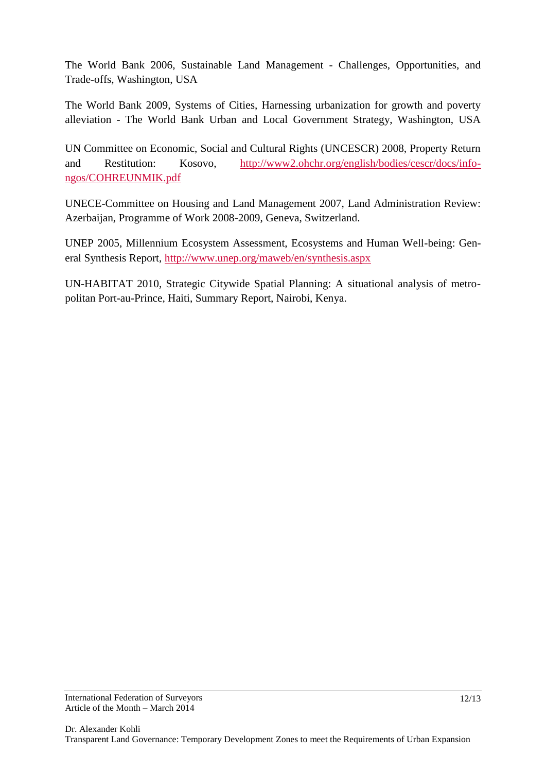The World Bank 2006, Sustainable Land Management - Challenges, Opportunities, and Trade-offs, Washington, USA

The World Bank 2009, Systems of Cities, Harnessing urbanization for growth and poverty alleviation - The World Bank Urban and Local Government Strategy, Washington, USA

UN Committee on Economic, Social and Cultural Rights (UNCESCR) 2008, Property Return and Restitution: Kosovo, http://www2.ohchr.org/english/bodies/cescr/docs/info-ngos/COHREUNMIK.pdf

UNECE-Committee on Housing and Land Management 2007, Land Administration Review: Azerbaijan, Programme of Work 2008-2009, Geneva, Switzerland.

UNEP 2005, Millennium Ecosystem Assessment, Ecosystems and Human Well-being: General Synthesis Report, http://www.unep.org/maweb/en/synthesis.aspx

UN-HABITAT 2010, Strategic Citywide Spatial Planning: A situational analysis of metropolitan Port-au-Prince, Haiti, Summary Report, Nairobi, Kenya.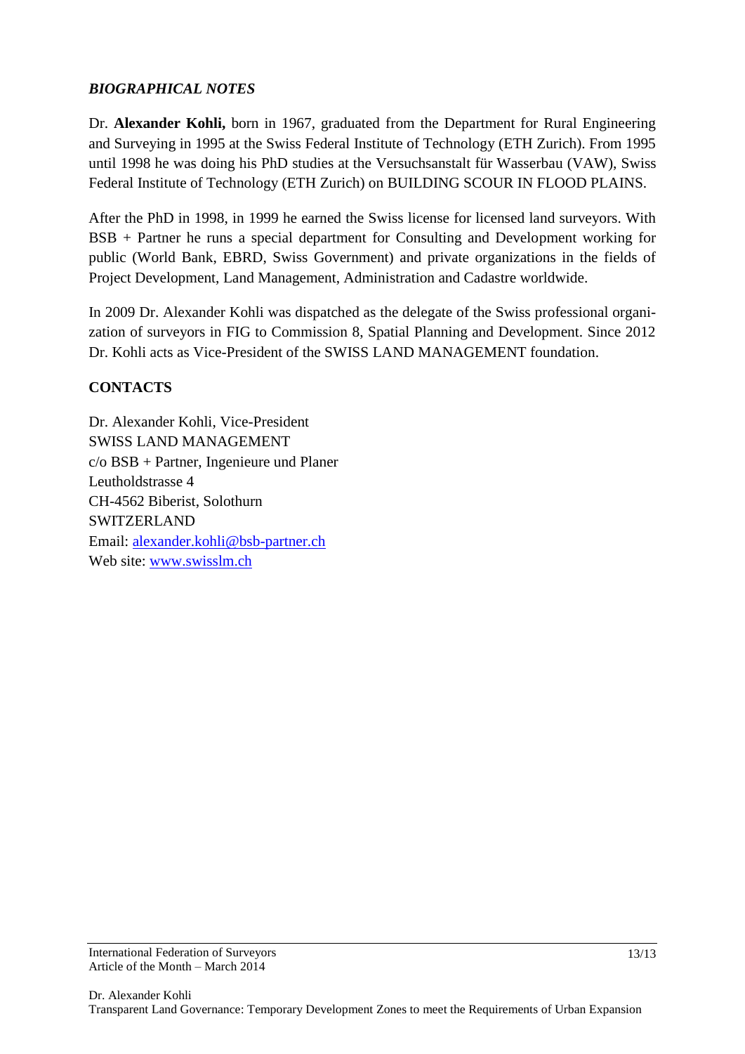## *BIOGRAPHICAL NOTES*

Dr. **Alexander Kohli,** born in 1967, graduated from the Department for Rural Engineering and Surveying in 1995 at the Swiss Federal Institute of Technology (ETH Zurich). From 1995 until 1998 he was doing his PhD studies at the Versuchsanstalt für Wasserbau (VAW), Swiss Federal Institute of Technology (ETH Zurich) on BUILDING SCOUR IN FLOOD PLAINS.

After the PhD in 1998, in 1999 he earned the Swiss license for licensed land surveyors. With BSB + Partner he runs a special department for Consulting and Development working for public (World Bank, EBRD, Swiss Government) and private organizations in the fields of Project Development, Land Management, Administration and Cadastre worldwide.

In 2009 Dr. Alexander Kohli was dispatched as the delegate of the Swiss professional organization of surveyors in FIG to Commission 8, Spatial Planning and Development. Since 2012 Dr. Kohli acts as Vice-President of the SWISS LAND MANAGEMENT foundation.

## CONTACTS

Dr. Alexander Kohli, Vice-President
SWISS LAND MANAGEMENT
c/o BSB + Partner, Ingenieure und Planer
Leutholdstrasse 4
CH-4562 Biberist, Solothurn
SWITZERLAND
Email: alexander.kohli@bsb-partner.ch
Web site: www.swisslm.ch